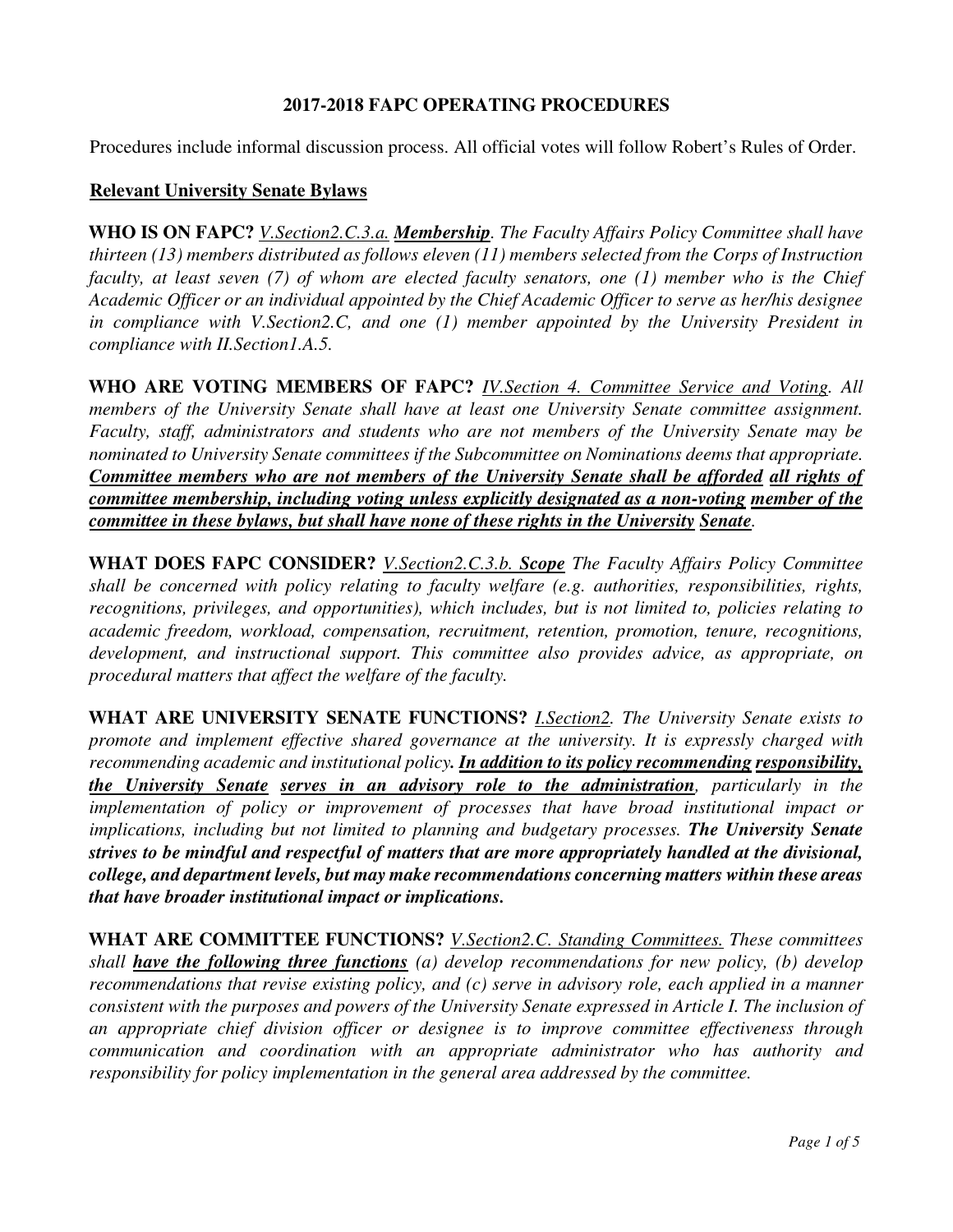## 2017-2018 FAPC OPERATING PROCEDURES

Procedures include informal discussion process. All official votes will follow Robert's Rules of Order.

### Relevant University Senate Bylaws

**WHO IS ON FAPC?** *V.Section2.C.3.a.* ***Membership****. The Faculty Affairs Policy Committee shall have thirteen (13) members distributed as follows eleven (11) members selected from the Corps of Instruction faculty, at least seven (7) of whom are elected faculty senators, one (1) member who is the Chief Academic Officer or an individual appointed by the Chief Academic Officer to serve as her/his designee in compliance with V.Section2.C, and one (1) member appointed by the University President in compliance with II.Section1.A.5.*

**WHO ARE VOTING MEMBERS OF FAPC?** *IV.Section 4. Committee Service and Voting. All members of the University Senate shall have at least one University Senate committee assignment. Faculty, staff, administrators and students who are not members of the University Senate may be nominated to University Senate committees if the Subcommittee on Nominations deems that appropriate.* ***Committee members who are not members of the University Senate shall be afforded all rights of committee membership, including voting unless explicitly designated as a non-voting member of the committee in these bylaws, but shall have none of these rights in the University Senate****.*

**WHAT DOES FAPC CONSIDER?** *V.Section2.C.3.b.* ***Scope*** *The Faculty Affairs Policy Committee shall be concerned with policy relating to faculty welfare (e.g. authorities, responsibilities, rights, recognitions, privileges, and opportunities), which includes, but is not limited to, policies relating to academic freedom, workload, compensation, recruitment, retention, promotion, tenure, recognitions, development, and instructional support. This committee also provides advice, as appropriate, on procedural matters that affect the welfare of the faculty.*

**WHAT ARE UNIVERSITY SENATE FUNCTIONS?** *I.Section2. The University Senate exists to promote and implement effective shared governance at the university. It is expressly charged with recommending academic and institutional policy.* ***In addition to its policy recommending responsibility, the University Senate serves in an advisory role to the administration****, particularly in the implementation of policy or improvement of processes that have broad institutional impact or implications, including but not limited to planning and budgetary processes.* ***The University Senate strives to be mindful and respectful of matters that are more appropriately handled at the divisional, college, and department levels, but may make recommendations concerning matters within these areas that have broader institutional impact or implications.***

**WHAT ARE COMMITTEE FUNCTIONS?** *V.Section2.C. Standing Committees. These committees shall* ***have the following three functions*** *(a) develop recommendations for new policy, (b) develop recommendations that revise existing policy, and (c) serve in advisory role, each applied in a manner consistent with the purposes and powers of the University Senate expressed in Article I. The inclusion of an appropriate chief division officer or designee is to improve committee effectiveness through communication and coordination with an appropriate administrator who has authority and responsibility for policy implementation in the general area addressed by the committee.*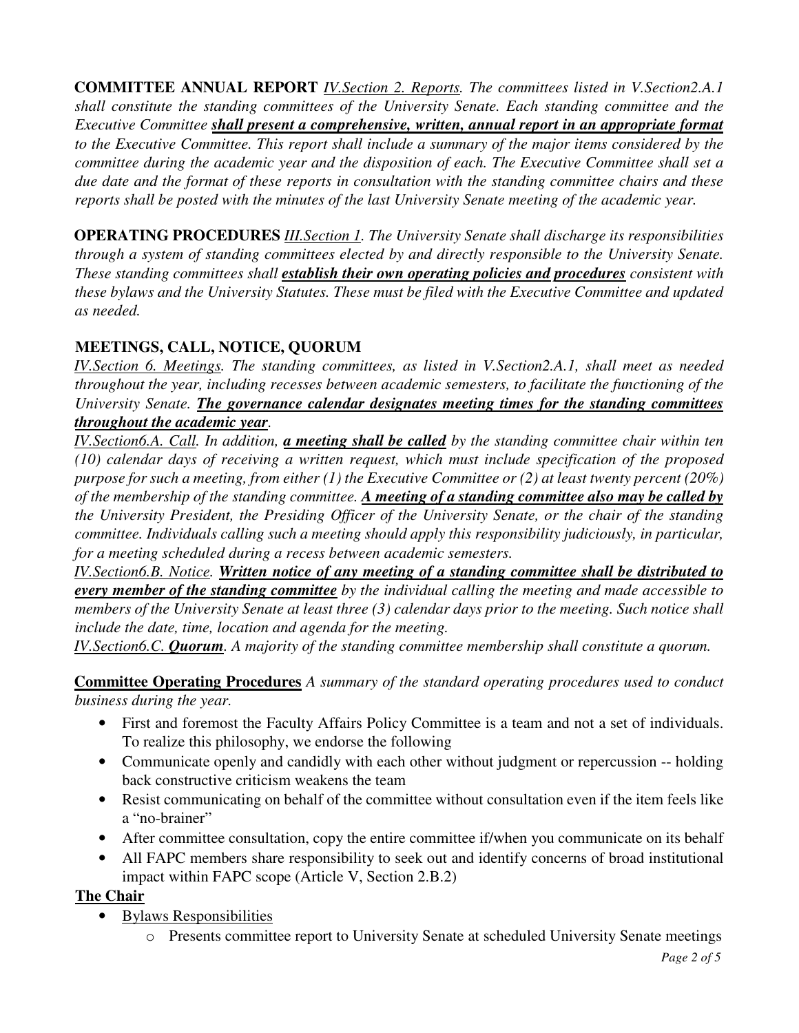**COMMITTEE ANNUAL REPORT** *IV.Section 2. Reports. The committees listed in V.Section2.A.1 shall constitute the standing committees of the University Senate. Each standing committee and the Executive Committee* ***shall present a comprehensive, written, annual report in an appropriate format*** *to the Executive Committee. This report shall include a summary of the major items considered by the committee during the academic year and the disposition of each. The Executive Committee shall set a due date and the format of these reports in consultation with the standing committee chairs and these reports shall be posted with the minutes of the last University Senate meeting of the academic year.*

**OPERATING PROCEDURES** *III.Section 1. The University Senate shall discharge its responsibilities through a system of standing committees elected by and directly responsible to the University Senate. These standing committees shall* ***establish their own operating policies and procedures*** *consistent with these bylaws and the University Statutes. These must be filed with the Executive Committee and updated as needed.*

**MEETINGS, CALL, NOTICE, QUORUM**

*IV.Section 6. Meetings. The standing committees, as listed in V.Section2.A.1, shall meet as needed throughout the year, including recesses between academic semesters, to facilitate the functioning of the University Senate.* ***The governance calendar designates meeting times for the standing committees throughout the academic year****.*

*IV.Section6.A. Call. In addition,* ***a meeting shall be called*** *by the standing committee chair within ten (10) calendar days of receiving a written request, which must include specification of the proposed purpose for such a meeting, from either (1) the Executive Committee or (2) at least twenty percent (20%) of the membership of the standing committee.* ***A meeting of a standing committee also may be called by*** *the University President, the Presiding Officer of the University Senate, or the chair of the standing committee. Individuals calling such a meeting should apply this responsibility judiciously, in particular, for a meeting scheduled during a recess between academic semesters.*

*IV.Section6.B. Notice.* ***Written notice of any meeting of a standing committee shall be distributed to every member of the standing committee*** *by the individual calling the meeting and made accessible to members of the University Senate at least three (3) calendar days prior to the meeting. Such notice shall include the date, time, location and agenda for the meeting.*

*IV.Section6.C.* ***Quorum****. A majority of the standing committee membership shall constitute a quorum.*

**Committee Operating Procedures** *A summary of the standard operating procedures used to conduct business during the year.*

- First and foremost the Faculty Affairs Policy Committee is a team and not a set of individuals. To realize this philosophy, we endorse the following
- Communicate openly and candidly with each other without judgment or repercussion -- holding back constructive criticism weakens the team
- Resist communicating on behalf of the committee without consultation even if the item feels like a "no-brainer"
- After committee consultation, copy the entire committee if/when you communicate on its behalf
- All FAPC members share responsibility to seek out and identify concerns of broad institutional impact within FAPC scope (Article V, Section 2.B.2)

**The Chair**

- Bylaws Responsibilities
  - Presents committee report to University Senate at scheduled University Senate meetings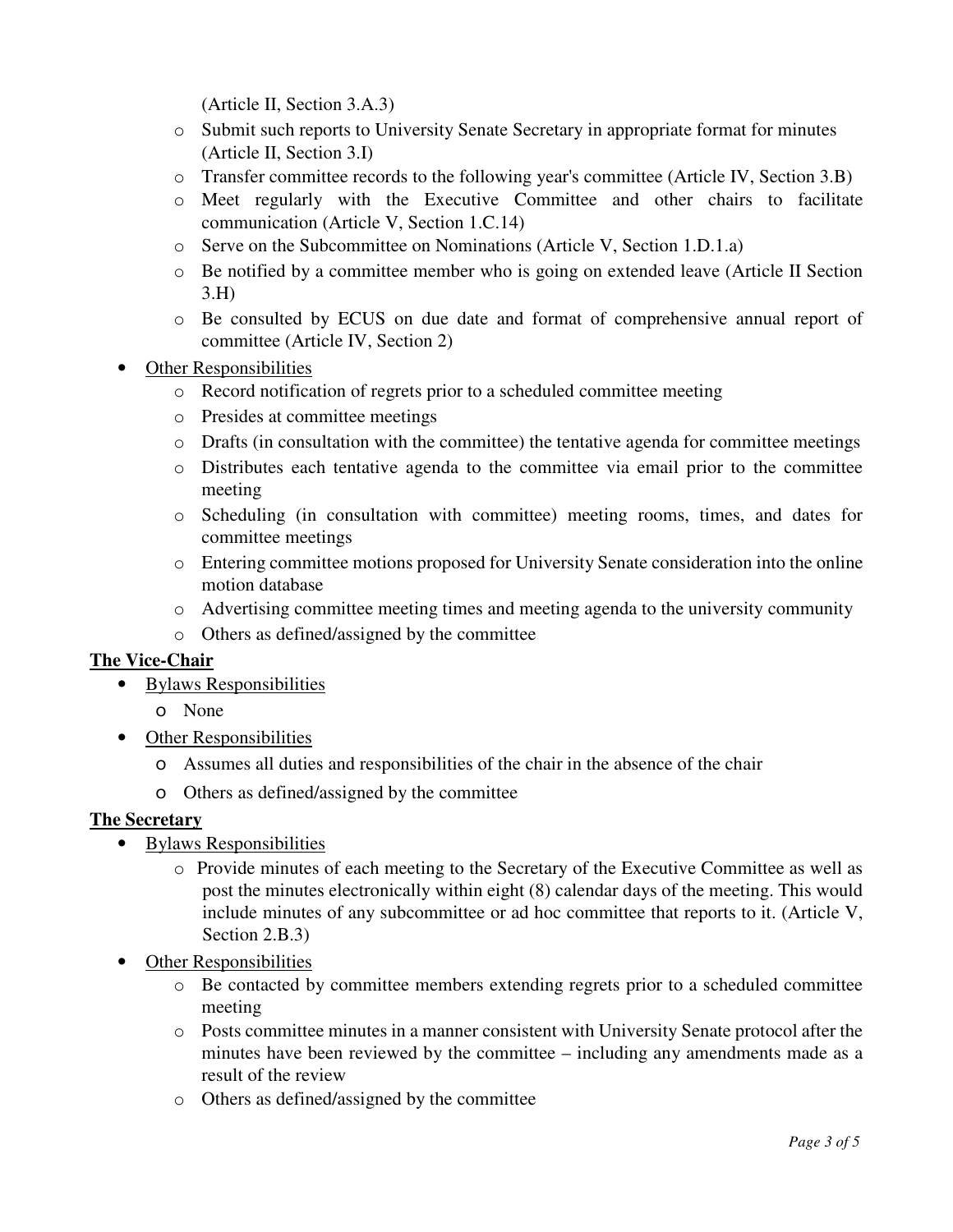(Article II, Section 3.A.3)
    - Submit such reports to University Senate Secretary in appropriate format for minutes (Article II, Section 3.I)
    - Transfer committee records to the following year's committee (Article IV, Section 3.B)
    - Meet regularly with the Executive Committee and other chairs to facilitate communication (Article V, Section 1.C.14)
    - Serve on the Subcommittee on Nominations (Article V, Section 1.D.1.a)
    - Be notified by a committee member who is going on extended leave (Article II Section 3.H)
    - Be consulted by ECUS on due date and format of comprehensive annual report of committee (Article IV, Section 2)
- Other Responsibilities
    - Record notification of regrets prior to a scheduled committee meeting
    - Presides at committee meetings
    - Drafts (in consultation with the committee) the tentative agenda for committee meetings
    - Distributes each tentative agenda to the committee via email prior to the committee meeting
    - Scheduling (in consultation with committee) meeting rooms, times, and dates for committee meetings
    - Entering committee motions proposed for University Senate consideration into the online motion database
    - Advertising committee meeting times and meeting agenda to the university community
    - Others as defined/assigned by the committee

**The Vice-Chair**

- Bylaws Responsibilities
    - None
- Other Responsibilities
    - Assumes all duties and responsibilities of the chair in the absence of the chair
    - Others as defined/assigned by the committee

**The Secretary**

- Bylaws Responsibilities
    - Provide minutes of each meeting to the Secretary of the Executive Committee as well as post the minutes electronically within eight (8) calendar days of the meeting. This would include minutes of any subcommittee or ad hoc committee that reports to it. (Article V, Section 2.B.3)
- Other Responsibilities
    - Be contacted by committee members extending regrets prior to a scheduled committee meeting
    - Posts committee minutes in a manner consistent with University Senate protocol after the minutes have been reviewed by the committee – including any amendments made as a result of the review
    - Others as defined/assigned by the committee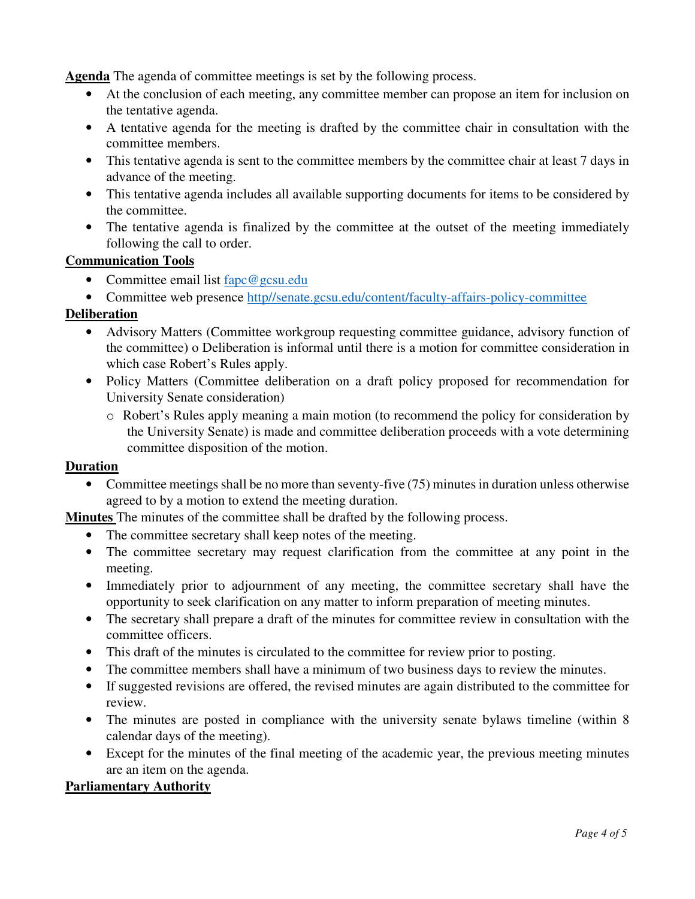**Agenda** The agenda of committee meetings is set by the following process.

- At the conclusion of each meeting, any committee member can propose an item for inclusion on the tentative agenda.
- A tentative agenda for the meeting is drafted by the committee chair in consultation with the committee members.
- This tentative agenda is sent to the committee members by the committee chair at least 7 days in advance of the meeting.
- This tentative agenda includes all available supporting documents for items to be considered by the committee.
- The tentative agenda is finalized by the committee at the outset of the meeting immediately following the call to order.

**Communication Tools**

- Committee email list fapc@gcsu.edu
- Committee web presence http//senate.gcsu.edu/content/faculty-affairs-policy-committee

**Deliberation**

- Advisory Matters (Committee workgroup requesting committee guidance, advisory function of the committee) o Deliberation is informal until there is a motion for committee consideration in which case Robert's Rules apply.
- Policy Matters (Committee deliberation on a draft policy proposed for recommendation for University Senate consideration)
  - Robert's Rules apply meaning a main motion (to recommend the policy for consideration by the University Senate) is made and committee deliberation proceeds with a vote determining committee disposition of the motion.

**Duration**

- Committee meetings shall be no more than seventy-five (75) minutes in duration unless otherwise agreed to by a motion to extend the meeting duration.

**Minutes** The minutes of the committee shall be drafted by the following process.

- The committee secretary shall keep notes of the meeting.
- The committee secretary may request clarification from the committee at any point in the meeting.
- Immediately prior to adjournment of any meeting, the committee secretary shall have the opportunity to seek clarification on any matter to inform preparation of meeting minutes.
- The secretary shall prepare a draft of the minutes for committee review in consultation with the committee officers.
- This draft of the minutes is circulated to the committee for review prior to posting.
- The committee members shall have a minimum of two business days to review the minutes.
- If suggested revisions are offered, the revised minutes are again distributed to the committee for review.
- The minutes are posted in compliance with the university senate bylaws timeline (within 8 calendar days of the meeting).
- Except for the minutes of the final meeting of the academic year, the previous meeting minutes are an item on the agenda.

**Parliamentary Authority**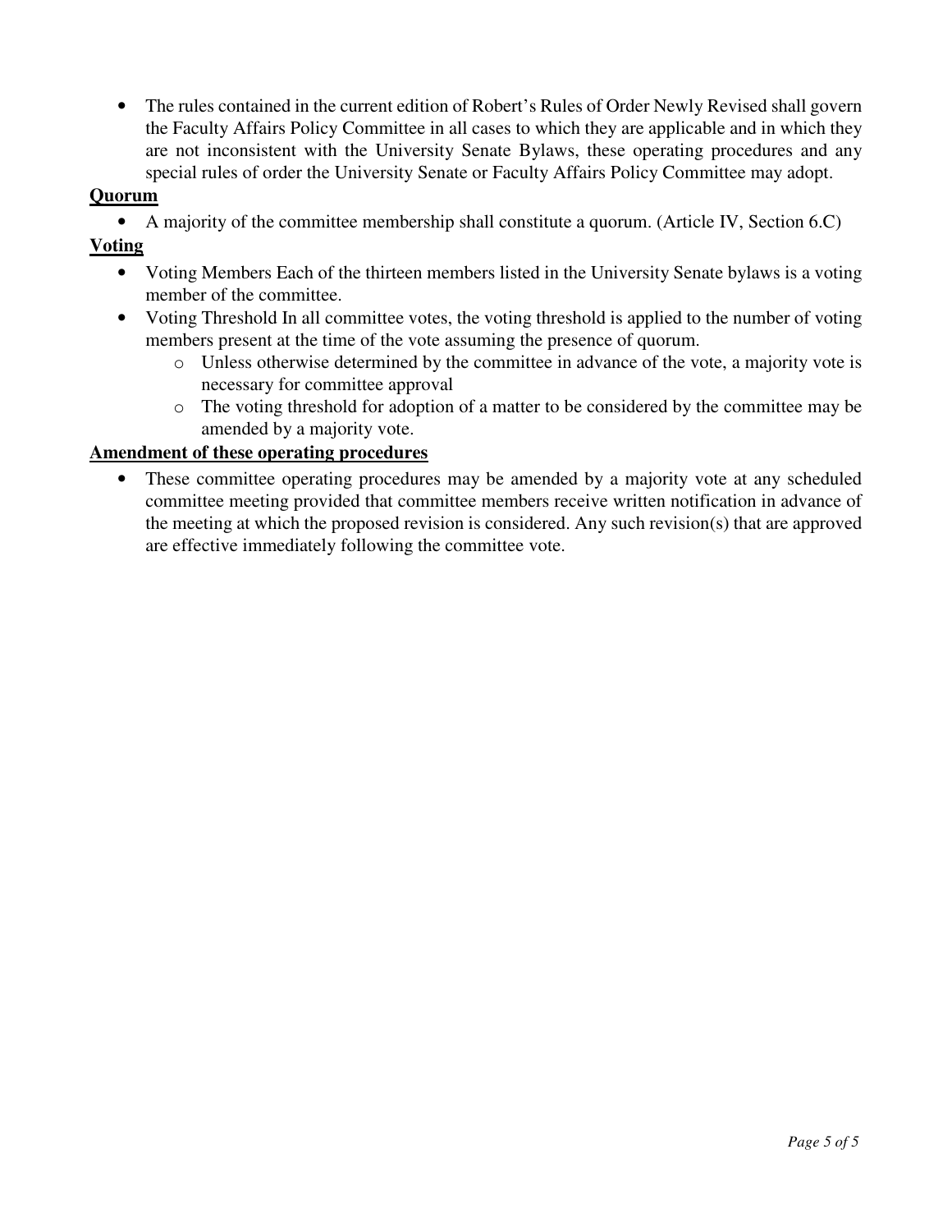- The rules contained in the current edition of Robert's Rules of Order Newly Revised shall govern the Faculty Affairs Policy Committee in all cases to which they are applicable and in which they are not inconsistent with the University Senate Bylaws, these operating procedures and any special rules of order the University Senate or Faculty Affairs Policy Committee may adopt.

**Quorum**

- A majority of the committee membership shall constitute a quorum. (Article IV, Section 6.C)

**Voting**

- Voting Members Each of the thirteen members listed in the University Senate bylaws is a voting member of the committee.
- Voting Threshold In all committee votes, the voting threshold is applied to the number of voting members present at the time of the vote assuming the presence of quorum.
    - Unless otherwise determined by the committee in advance of the vote, a majority vote is necessary for committee approval
    - The voting threshold for adoption of a matter to be considered by the committee may be amended by a majority vote.

**Amendment of these operating procedures**

- These committee operating procedures may be amended by a majority vote at any scheduled committee meeting provided that committee members receive written notification in advance of the meeting at which the proposed revision is considered. Any such revision(s) that are approved are effective immediately following the committee vote.